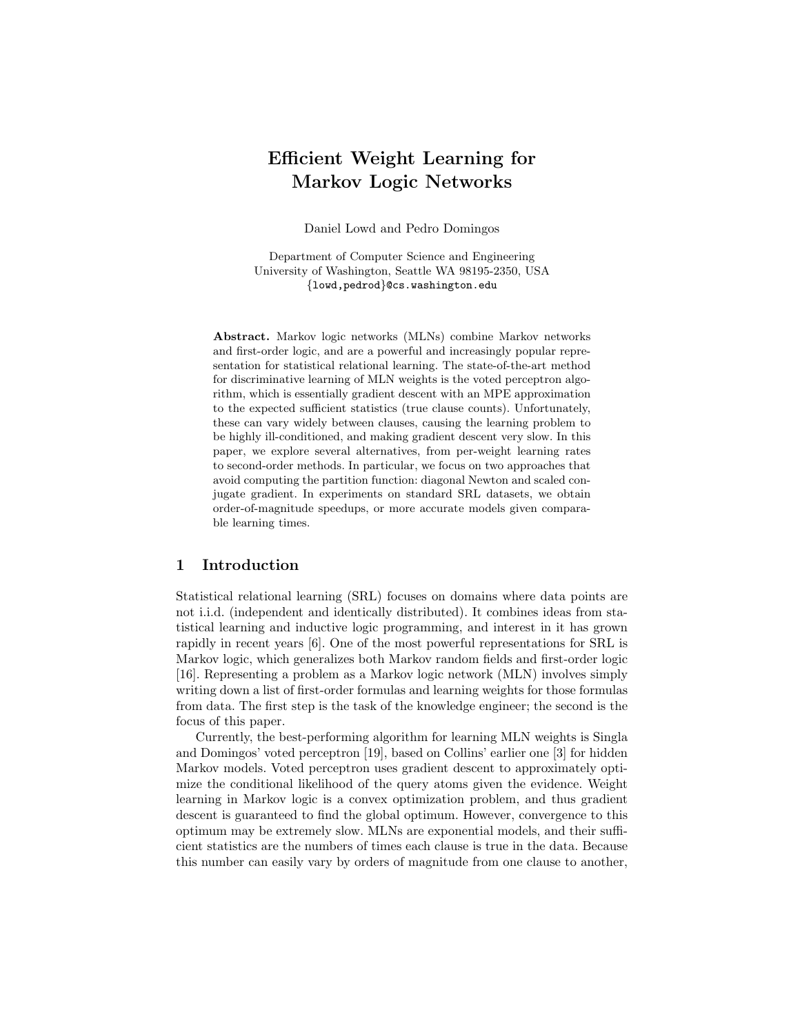# Efficient Weight Learning for Markov Logic Networks

Daniel Lowd and Pedro Domingos

Department of Computer Science and Engineering
University of Washington, Seattle WA 98195-2350, USA
{lowd,pedrod}@cs.washington.edu

**Abstract.** Markov logic networks (MLNs) combine Markov networks and first-order logic, and are a powerful and increasingly popular representation for statistical relational learning. The state-of-the-art method for discriminative learning of MLN weights is the voted perceptron algorithm, which is essentially gradient descent with an MPE approximation to the expected sufficient statistics (true clause counts). Unfortunately, these can vary widely between clauses, causing the learning problem to be highly ill-conditioned, and making gradient descent very slow. In this paper, we explore several alternatives, from per-weight learning rates to second-order methods. In particular, we focus on two approaches that avoid computing the partition function: diagonal Newton and scaled conjugate gradient. In experiments on standard SRL datasets, we obtain order-of-magnitude speedups, or more accurate models given comparable learning times.

## 1 Introduction

Statistical relational learning (SRL) focuses on domains where data points are not i.i.d. (independent and identically distributed). It combines ideas from statistical learning and inductive logic programming, and interest in it has grown rapidly in recent years [6]. One of the most powerful representations for SRL is Markov logic, which generalizes both Markov random fields and first-order logic [16]. Representing a problem as a Markov logic network (MLN) involves simply writing down a list of first-order formulas and learning weights for those formulas from data. The first step is the task of the knowledge engineer; the second is the focus of this paper.

Currently, the best-performing algorithm for learning MLN weights is Singla and Domingos' voted perceptron [19], based on Collins' earlier one [3] for hidden Markov models. Voted perceptron uses gradient descent to approximately optimize the conditional likelihood of the query atoms given the evidence. Weight learning in Markov logic is a convex optimization problem, and thus gradient descent is guaranteed to find the global optimum. However, convergence to this optimum may be extremely slow. MLNs are exponential models, and their sufficient statistics are the numbers of times each clause is true in the data. Because this number can easily vary by orders of magnitude from one clause to another,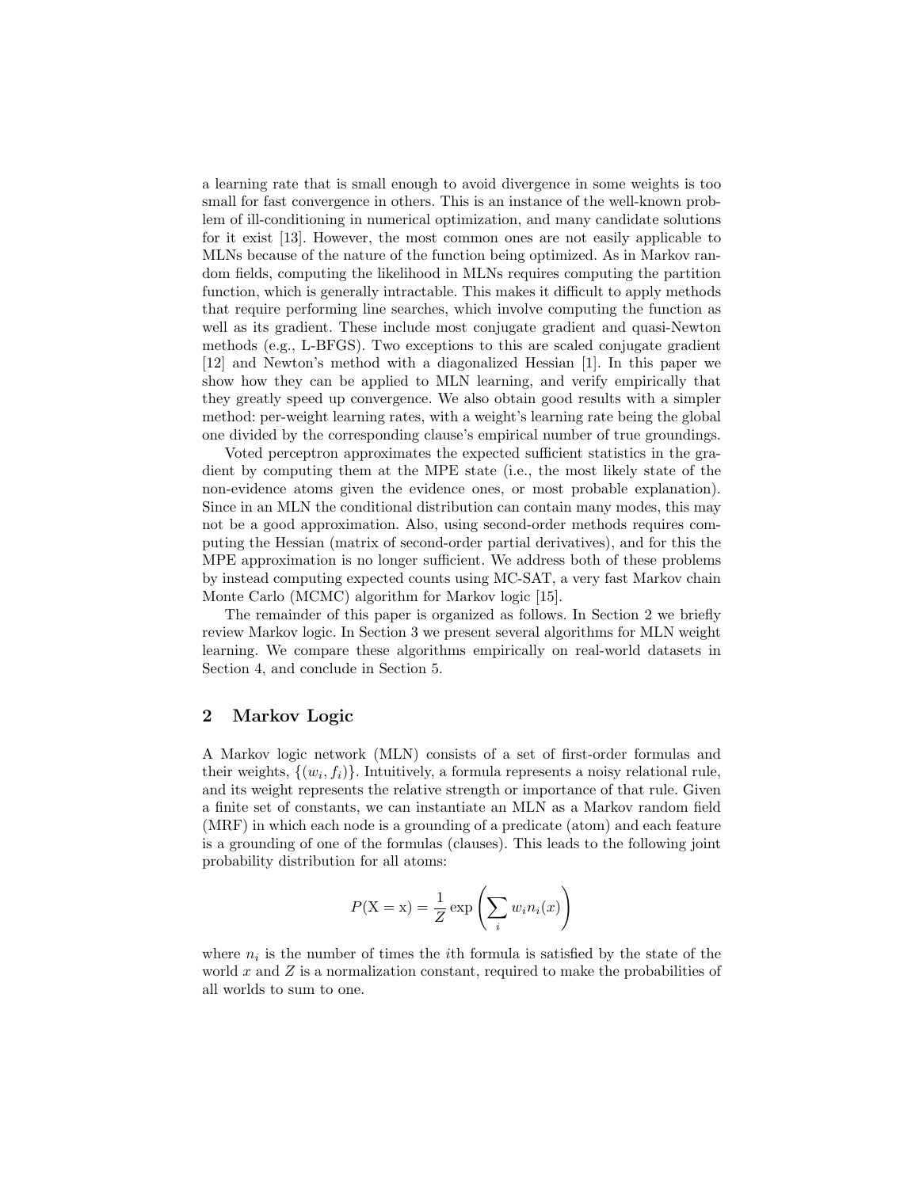a learning rate that is small enough to avoid divergence in some weights is too small for fast convergence in others. This is an instance of the well-known problem of ill-conditioning in numerical optimization, and many candidate solutions for it exist [13]. However, the most common ones are not easily applicable to MLNs because of the nature of the function being optimized. As in Markov random fields, computing the likelihood in MLNs requires computing the partition function, which is generally intractable. This makes it difficult to apply methods that require performing line searches, which involve computing the function as well as its gradient. These include most conjugate gradient and quasi-Newton methods (e.g., L-BFGS). Two exceptions to this are scaled conjugate gradient [12] and Newton's method with a diagonalized Hessian [1]. In this paper we show how they can be applied to MLN learning, and verify empirically that they greatly speed up convergence. We also obtain good results with a simpler method: per-weight learning rates, with a weight's learning rate being the global one divided by the corresponding clause's empirical number of true groundings.

Voted perceptron approximates the expected sufficient statistics in the gradient by computing them at the MPE state (i.e., the most likely state of the non-evidence atoms given the evidence ones, or most probable explanation). Since in an MLN the conditional distribution can contain many modes, this may not be a good approximation. Also, using second-order methods requires computing the Hessian (matrix of second-order partial derivatives), and for this the MPE approximation is no longer sufficient. We address both of these problems by instead computing expected counts using MC-SAT, a very fast Markov chain Monte Carlo (MCMC) algorithm for Markov logic [15].

The remainder of this paper is organized as follows. In Section 2 we briefly review Markov logic. In Section 3 we present several algorithms for MLN weight learning. We compare these algorithms empirically on real-world datasets in Section 4, and conclude in Section 5.

## 2 Markov Logic

A Markov logic network (MLN) consists of a set of first-order formulas and their weights, $\{(w_i, f_i)\}$. Intuitively, a formula represents a noisy relational rule, and its weight represents the relative strength or importance of that rule. Given a finite set of constants, we can instantiate an MLN as a Markov random field (MRF) in which each node is a grounding of a predicate (atom) and each feature is a grounding of one of the formulas (clauses). This leads to the following joint probability distribution for all atoms:

$$P(\mathrm{X} = \mathrm{x}) = \frac{1}{Z} \exp\left(\sum_i w_i n_i(x)\right)$$

where $n_i$ is the number of times the $i$th formula is satisfied by the state of the world $x$ and $Z$ is a normalization constant, required to make the probabilities of all worlds to sum to one.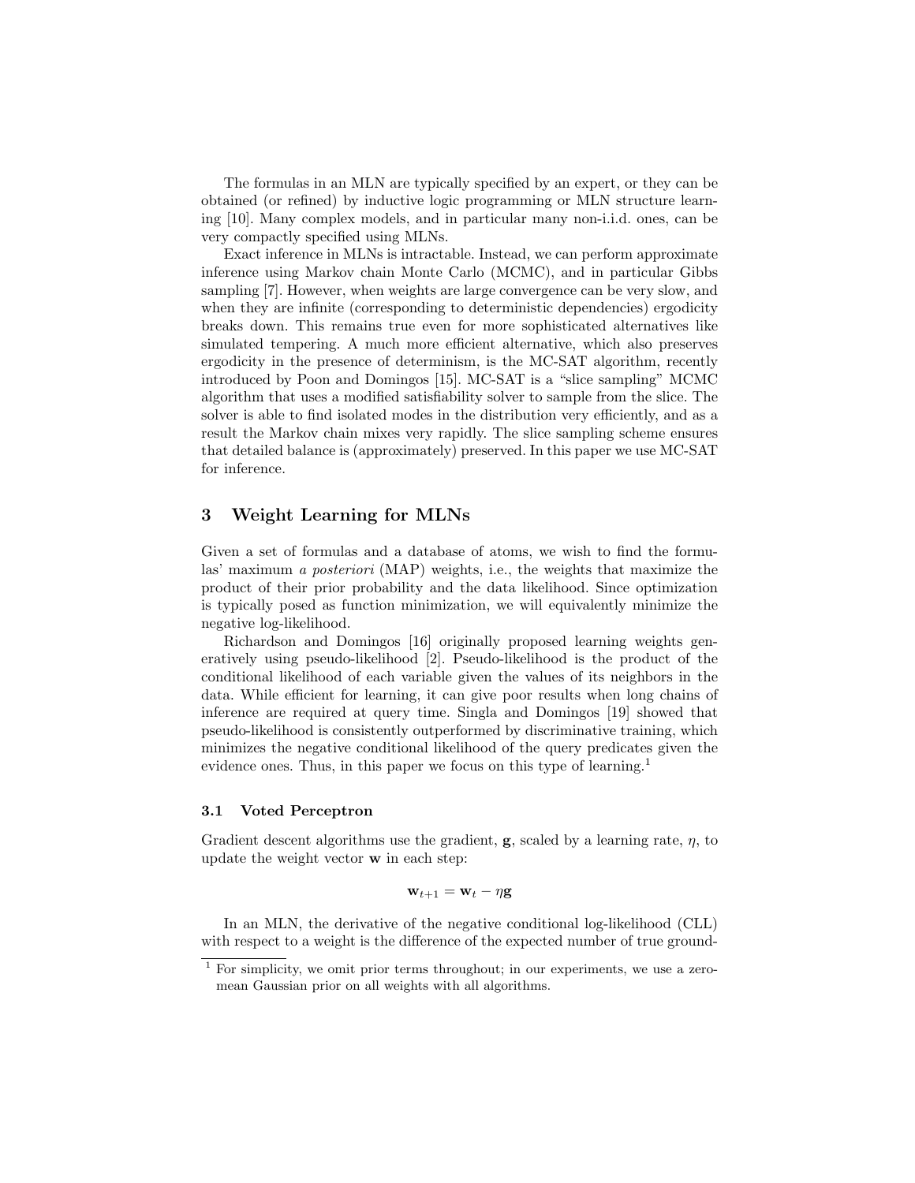The formulas in an MLN are typically specified by an expert, or they can be obtained (or refined) by inductive logic programming or MLN structure learning [10]. Many complex models, and in particular many non-i.i.d. ones, can be very compactly specified using MLNs.

Exact inference in MLNs is intractable. Instead, we can perform approximate inference using Markov chain Monte Carlo (MCMC), and in particular Gibbs sampling [7]. However, when weights are large convergence can be very slow, and when they are infinite (corresponding to deterministic dependencies) ergodicity breaks down. This remains true even for more sophisticated alternatives like simulated tempering. A much more efficient alternative, which also preserves ergodicity in the presence of determinism, is the MC-SAT algorithm, recently introduced by Poon and Domingos [15]. MC-SAT is a "slice sampling" MCMC algorithm that uses a modified satisfiability solver to sample from the slice. The solver is able to find isolated modes in the distribution very efficiently, and as a result the Markov chain mixes very rapidly. The slice sampling scheme ensures that detailed balance is (approximately) preserved. In this paper we use MC-SAT for inference.

## 3 Weight Learning for MLNs

Given a set of formulas and a database of atoms, we wish to find the formulas' maximum *a posteriori* (MAP) weights, i.e., the weights that maximize the product of their prior probability and the data likelihood. Since optimization is typically posed as function minimization, we will equivalently minimize the negative log-likelihood.

Richardson and Domingos [16] originally proposed learning weights generatively using pseudo-likelihood [2]. Pseudo-likelihood is the product of the conditional likelihood of each variable given the values of its neighbors in the data. While efficient for learning, it can give poor results when long chains of inference are required at query time. Singla and Domingos [19] showed that pseudo-likelihood is consistently outperformed by discriminative training, which minimizes the negative conditional likelihood of the query predicates given the evidence ones. Thus, in this paper we focus on this type of learning.[1]

### 3.1 Voted Perceptron

Gradient descent algorithms use the gradient, $\mathbf{g}$, scaled by a learning rate, $\eta$, to update the weight vector $\mathbf{w}$ in each step:

$$\mathbf{w}_{t+1} = \mathbf{w}_t - \eta \mathbf{g}$$

In an MLN, the derivative of the negative conditional log-likelihood (CLL) with respect to a weight is the difference of the expected number of true ground-

[1] For simplicity, we omit prior terms throughout; in our experiments, we use a zero-mean Gaussian prior on all weights with all algorithms.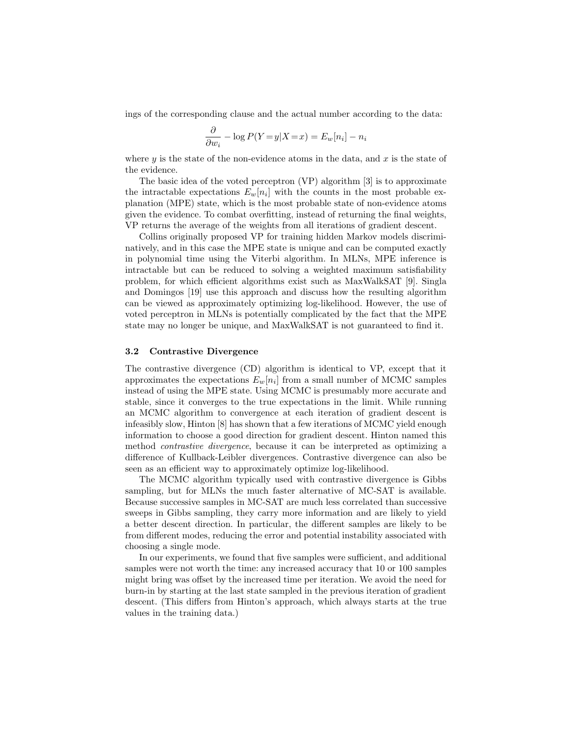ings of the corresponding clause and the actual number according to the data:

$$\frac{\partial}{\partial w_i} - \log P(Y = y | X = x) = E_w[n_i] - n_i$$

where $y$ is the state of the non-evidence atoms in the data, and $x$ is the state of the evidence.

The basic idea of the voted perceptron (VP) algorithm [3] is to approximate the intractable expectations $E_w[n_i]$ with the counts in the most probable explanation (MPE) state, which is the most probable state of non-evidence atoms given the evidence. To combat overfitting, instead of returning the final weights, VP returns the average of the weights from all iterations of gradient descent.

Collins originally proposed VP for training hidden Markov models discriminatively, and in this case the MPE state is unique and can be computed exactly in polynomial time using the Viterbi algorithm. In MLNs, MPE inference is intractable but can be reduced to solving a weighted maximum satisfiability problem, for which efficient algorithms exist such as MaxWalkSAT [9]. Singla and Domingos [19] use this approach and discuss how the resulting algorithm can be viewed as approximately optimizing log-likelihood. However, the use of voted perceptron in MLNs is potentially complicated by the fact that the MPE state may no longer be unique, and MaxWalkSAT is not guaranteed to find it.

### 3.2 Contrastive Divergence

The contrastive divergence (CD) algorithm is identical to VP, except that it approximates the expectations $E_w[n_i]$ from a small number of MCMC samples instead of using the MPE state. Using MCMC is presumably more accurate and stable, since it converges to the true expectations in the limit. While running an MCMC algorithm to convergence at each iteration of gradient descent is infeasibly slow, Hinton [8] has shown that a few iterations of MCMC yield enough information to choose a good direction for gradient descent. Hinton named this method *contrastive divergence*, because it can be interpreted as optimizing a difference of Kullback-Leibler divergences. Contrastive divergence can also be seen as an efficient way to approximately optimize log-likelihood.

The MCMC algorithm typically used with contrastive divergence is Gibbs sampling, but for MLNs the much faster alternative of MC-SAT is available. Because successive samples in MC-SAT are much less correlated than successive sweeps in Gibbs sampling, they carry more information and are likely to yield a better descent direction. In particular, the different samples are likely to be from different modes, reducing the error and potential instability associated with choosing a single mode.

In our experiments, we found that five samples were sufficient, and additional samples were not worth the time: any increased accuracy that 10 or 100 samples might bring was offset by the increased time per iteration. We avoid the need for burn-in by starting at the last state sampled in the previous iteration of gradient descent. (This differs from Hinton's approach, which always starts at the true values in the training data.)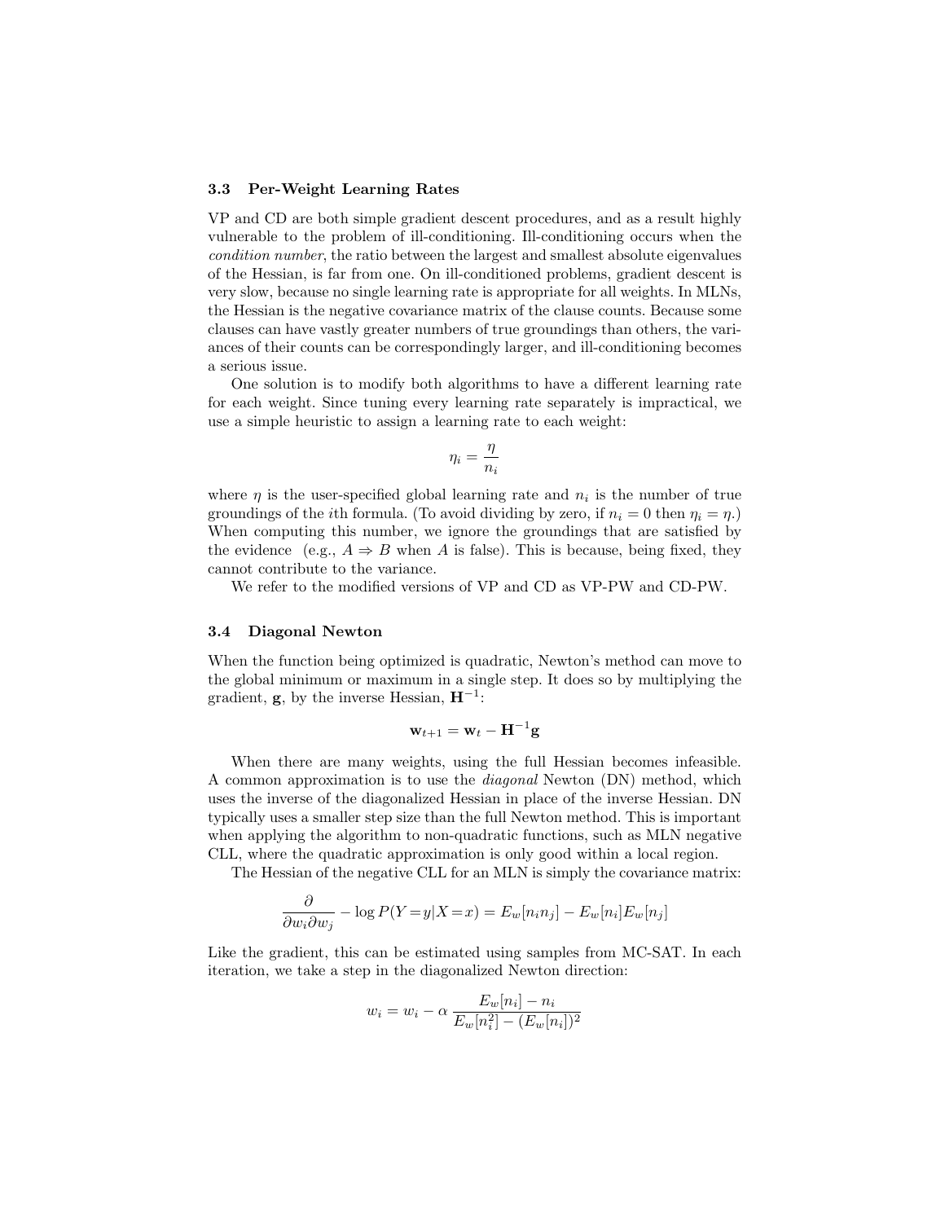### 3.3 Per-Weight Learning Rates

VP and CD are both simple gradient descent procedures, and as a result highly vulnerable to the problem of ill-conditioning. Ill-conditioning occurs when the *condition number*, the ratio between the largest and smallest absolute eigenvalues of the Hessian, is far from one. On ill-conditioned problems, gradient descent is very slow, because no single learning rate is appropriate for all weights. In MLNs, the Hessian is the negative covariance matrix of the clause counts. Because some clauses can have vastly greater numbers of true groundings than others, the variances of their counts can be correspondingly larger, and ill-conditioning becomes a serious issue.

One solution is to modify both algorithms to have a different learning rate for each weight. Since tuning every learning rate separately is impractical, we use a simple heuristic to assign a learning rate to each weight:

$$\eta_i = \frac{\eta}{n_i}$$

where $\eta$ is the user-specified global learning rate and $n_i$ is the number of true groundings of the $i$th formula. (To avoid dividing by zero, if $n_i = 0$ then $\eta_i = \eta$.) When computing this number, we ignore the groundings that are satisfied by the evidence (e.g., $A \Rightarrow B$ when $A$ is false). This is because, being fixed, they cannot contribute to the variance.

We refer to the modified versions of VP and CD as VP-PW and CD-PW.

### 3.4 Diagonal Newton

When the function being optimized is quadratic, Newton's method can move to the global minimum or maximum in a single step. It does so by multiplying the gradient, $\mathbf{g}$, by the inverse Hessian, $\mathbf{H}^{-1}$:

$$\mathbf{w}_{t+1} = \mathbf{w}_t - \mathbf{H}^{-1}\mathbf{g}$$

When there are many weights, using the full Hessian becomes infeasible. A common approximation is to use the *diagonal* Newton (DN) method, which uses the inverse of the diagonalized Hessian in place of the inverse Hessian. DN typically uses a smaller step size than the full Newton method. This is important when applying the algorithm to non-quadratic functions, such as MLN negative CLL, where the quadratic approximation is only good within a local region.

The Hessian of the negative CLL for an MLN is simply the covariance matrix:

$$\frac{\partial}{\partial w_i \partial w_j} - \log P(Y = y | X = x) = E_w[n_i n_j] - E_w[n_i]E_w[n_j]$$

Like the gradient, this can be estimated using samples from MC-SAT. In each iteration, we take a step in the diagonalized Newton direction:

$$w_i = w_i - \alpha \, \frac{E_w[n_i] - n_i}{E_w[n_i^2] - (E_w[n_i])^2}$$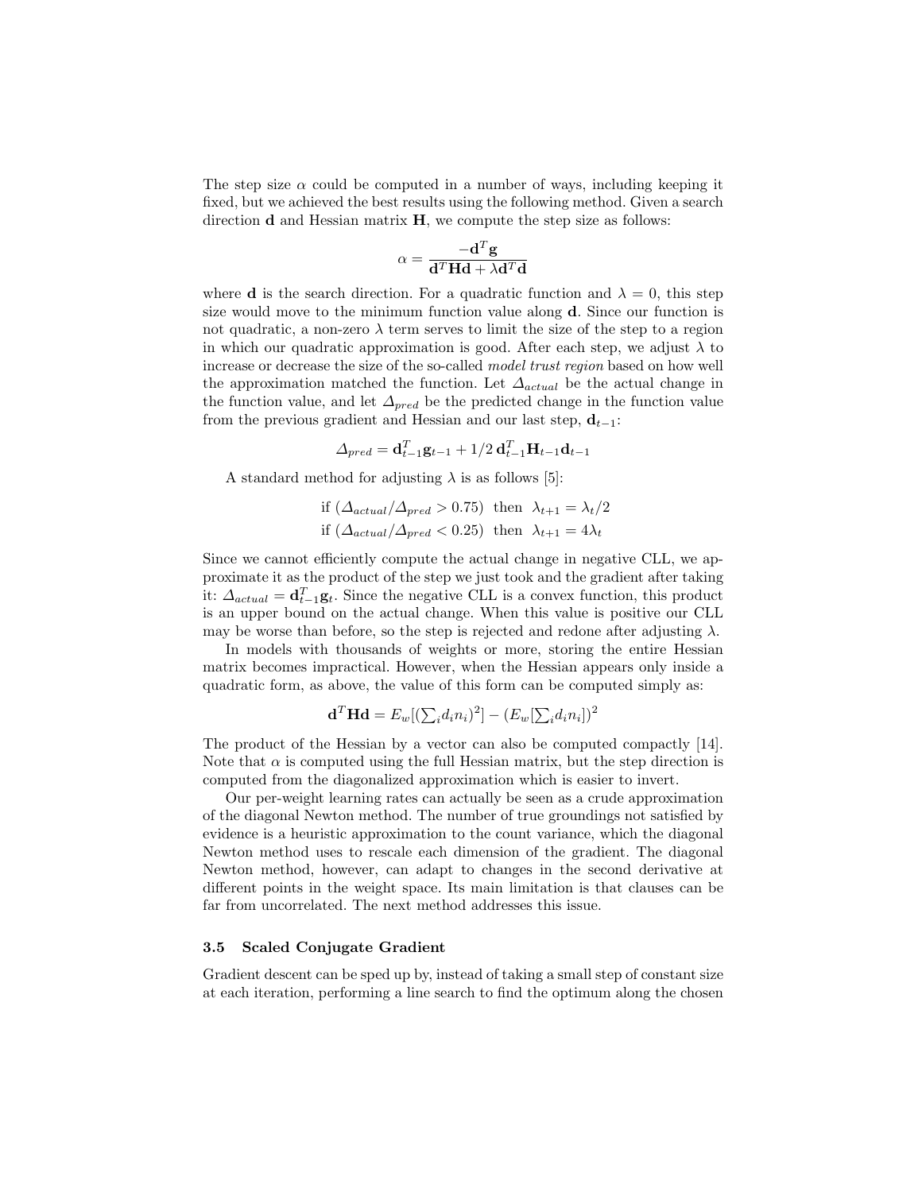The step size $\alpha$ could be computed in a number of ways, including keeping it fixed, but we achieved the best results using the following method. Given a search direction $\mathbf{d}$ and Hessian matrix $\mathbf{H}$, we compute the step size as follows:

$$\alpha = \frac{-\mathbf{d}^T \mathbf{g}}{\mathbf{d}^T \mathbf{H} \mathbf{d} + \lambda \mathbf{d}^T \mathbf{d}}$$

where $\mathbf{d}$ is the search direction. For a quadratic function and $\lambda = 0$, this step size would move to the minimum function value along $\mathbf{d}$. Since our function is not quadratic, a non-zero $\lambda$ term serves to limit the size of the step to a region in which our quadratic approximation is good. After each step, we adjust $\lambda$ to increase or decrease the size of the so-called *model trust region* based on how well the approximation matched the function. Let $\Delta_{actual}$ be the actual change in the function value, and let $\Delta_{pred}$ be the predicted change in the function value from the previous gradient and Hessian and our last step, $\mathbf{d}_{t-1}$:

$$\Delta_{pred} = \mathbf{d}_{t-1}^T \mathbf{g}_{t-1} + 1/2\, \mathbf{d}_{t-1}^T \mathbf{H}_{t-1} \mathbf{d}_{t-1}$$

A standard method for adjusting $\lambda$ is as follows [5]:

$$\text{if } (\Delta_{actual}/\Delta_{pred} > 0.75) \text{ then } \lambda_{t+1} = \lambda_t / 2$$
$$\text{if } (\Delta_{actual}/\Delta_{pred} < 0.25) \text{ then } \lambda_{t+1} = 4\lambda_t$$

Since we cannot efficiently compute the actual change in negative CLL, we approximate it as the product of the step we just took and the gradient after taking it: $\Delta_{actual} = \mathbf{d}_{t-1}^T \mathbf{g}_t$. Since the negative CLL is a convex function, this product is an upper bound on the actual change. When this value is positive our CLL may be worse than before, so the step is rejected and redone after adjusting $\lambda$.

In models with thousands of weights or more, storing the entire Hessian matrix becomes impractical. However, when the Hessian appears only inside a quadratic form, as above, the value of this form can be computed simply as:

$$\mathbf{d}^T \mathbf{H} \mathbf{d} = E_w[(\textstyle\sum_i d_i n_i)^2] - (E_w[\textstyle\sum_i d_i n_i])^2$$

The product of the Hessian by a vector can also be computed compactly [14]. Note that $\alpha$ is computed using the full Hessian matrix, but the step direction is computed from the diagonalized approximation which is easier to invert.

Our per-weight learning rates can actually be seen as a crude approximation of the diagonal Newton method. The number of true groundings not satisfied by evidence is a heuristic approximation to the count variance, which the diagonal Newton method uses to rescale each dimension of the gradient. The diagonal Newton method, however, can adapt to changes in the second derivative at different points in the weight space. Its main limitation is that clauses can be far from uncorrelated. The next method addresses this issue.

### 3.5 Scaled Conjugate Gradient

Gradient descent can be sped up by, instead of taking a small step of constant size at each iteration, performing a line search to find the optimum along the chosen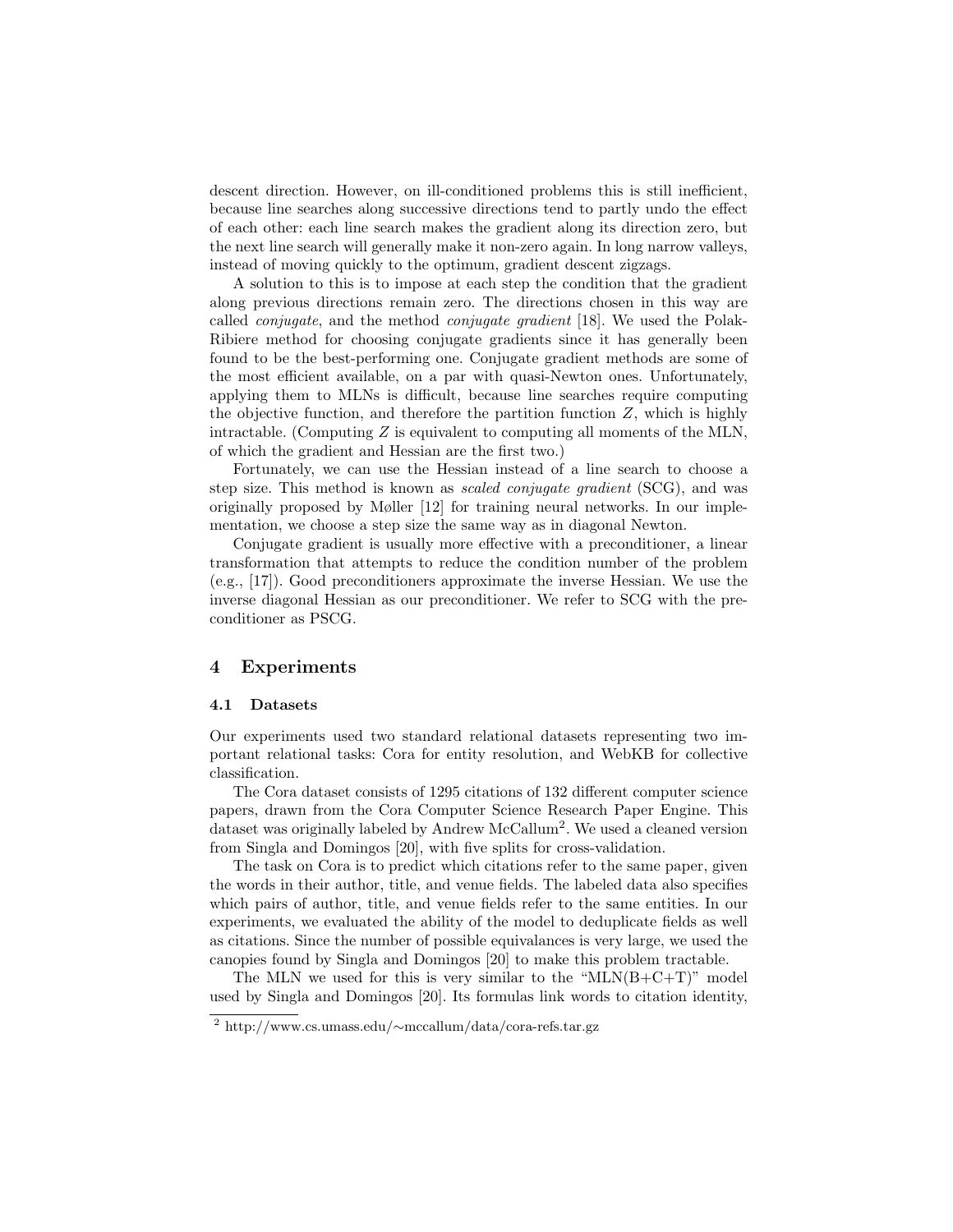descent direction. However, on ill-conditioned problems this is still inefficient, because line searches along successive directions tend to partly undo the effect of each other: each line search makes the gradient along its direction zero, but the next line search will generally make it non-zero again. In long narrow valleys, instead of moving quickly to the optimum, gradient descent zigzags.

A solution to this is to impose at each step the condition that the gradient along previous directions remain zero. The directions chosen in this way are called *conjugate*, and the method *conjugate gradient* [18]. We used the Polak-Ribiere method for choosing conjugate gradients since it has generally been found to be the best-performing one. Conjugate gradient methods are some of the most efficient available, on a par with quasi-Newton ones. Unfortunately, applying them to MLNs is difficult, because line searches require computing the objective function, and therefore the partition function $Z$, which is highly intractable. (Computing $Z$ is equivalent to computing all moments of the MLN, of which the gradient and Hessian are the first two.)

Fortunately, we can use the Hessian instead of a line search to choose a step size. This method is known as *scaled conjugate gradient* (SCG), and was originally proposed by Møller [12] for training neural networks. In our implementation, we choose a step size the same way as in diagonal Newton.

Conjugate gradient is usually more effective with a preconditioner, a linear transformation that attempts to reduce the condition number of the problem (e.g., [17]). Good preconditioners approximate the inverse Hessian. We use the inverse diagonal Hessian as our preconditioner. We refer to SCG with the preconditioner as PSCG.

## 4 Experiments

### 4.1 Datasets

Our experiments used two standard relational datasets representing two important relational tasks: Cora for entity resolution, and WebKB for collective classification.

The Cora dataset consists of 1295 citations of 132 different computer science papers, drawn from the Cora Computer Science Research Paper Engine. This dataset was originally labeled by Andrew McCallum[2]. We used a cleaned version from Singla and Domingos [20], with five splits for cross-validation.

The task on Cora is to predict which citations refer to the same paper, given the words in their author, title, and venue fields. The labeled data also specifies which pairs of author, title, and venue fields refer to the same entities. In our experiments, we evaluated the ability of the model to deduplicate fields as well as citations. Since the number of possible equivalances is very large, we used the canopies found by Singla and Domingos [20] to make this problem tractable.

The MLN we used for this is very similar to the "MLN(B+C+T)" model used by Singla and Domingos [20]. Its formulas link words to citation identity,

[2] http://www.cs.umass.edu/∼mccallum/data/cora-refs.tar.gz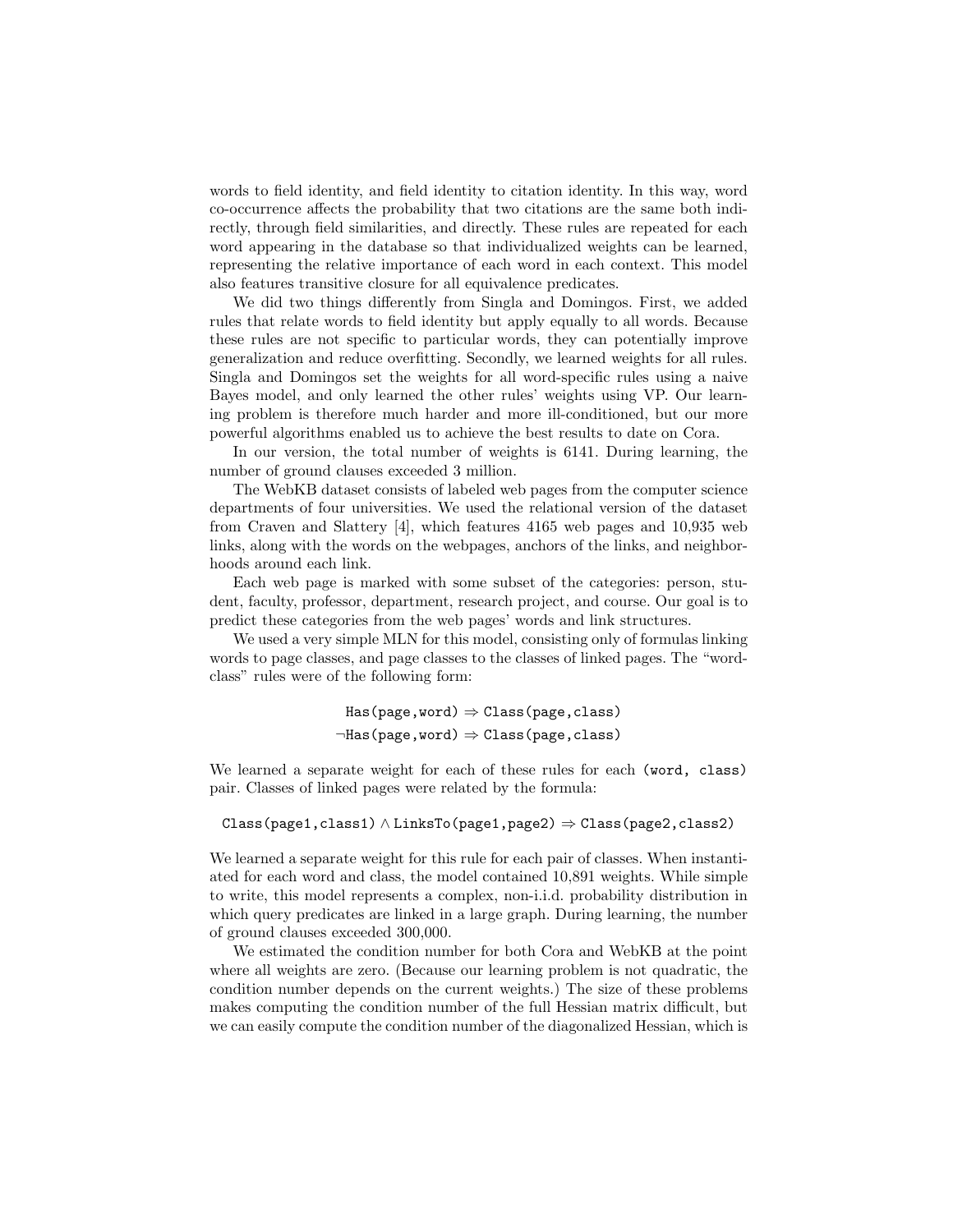words to field identity, and field identity to citation identity. In this way, word co-occurrence affects the probability that two citations are the same both indirectly, through field similarities, and directly. These rules are repeated for each word appearing in the database so that individualized weights can be learned, representing the relative importance of each word in each context. This model also features transitive closure for all equivalence predicates.

We did two things differently from Singla and Domingos. First, we added rules that relate words to field identity but apply equally to all words. Because these rules are not specific to particular words, they can potentially improve generalization and reduce overfitting. Secondly, we learned weights for all rules. Singla and Domingos set the weights for all word-specific rules using a naive Bayes model, and only learned the other rules' weights using VP. Our learning problem is therefore much harder and more ill-conditioned, but our more powerful algorithms enabled us to achieve the best results to date on Cora.

In our version, the total number of weights is 6141. During learning, the number of ground clauses exceeded 3 million.

The WebKB dataset consists of labeled web pages from the computer science departments of four universities. We used the relational version of the dataset from Craven and Slattery [4], which features 4165 web pages and 10,935 web links, along with the words on the webpages, anchors of the links, and neighborhoods around each link.

Each web page is marked with some subset of the categories: person, student, faculty, professor, department, research project, and course. Our goal is to predict these categories from the web pages' words and link structures.

We used a very simple MLN for this model, consisting only of formulas linking words to page classes, and page classes to the classes of linked pages. The "word-class" rules were of the following form:

$$\texttt{Has(page,word)} \Rightarrow \texttt{Class(page,class)}$$
$$\neg\texttt{Has(page,word)} \Rightarrow \texttt{Class(page,class)}$$

We learned a separate weight for each of these rules for each `(word, class)` pair. Classes of linked pages were related by the formula:

$$\texttt{Class(page1,class1)} \wedge \texttt{LinksTo(page1,page2)} \Rightarrow \texttt{Class(page2,class2)}$$

We learned a separate weight for this rule for each pair of classes. When instantiated for each word and class, the model contained 10,891 weights. While simple to write, this model represents a complex, non-i.i.d. probability distribution in which query predicates are linked in a large graph. During learning, the number of ground clauses exceeded 300,000.

We estimated the condition number for both Cora and WebKB at the point where all weights are zero. (Because our learning problem is not quadratic, the condition number depends on the current weights.) The size of these problems makes computing the condition number of the full Hessian matrix difficult, but we can easily compute the condition number of the diagonalized Hessian, which is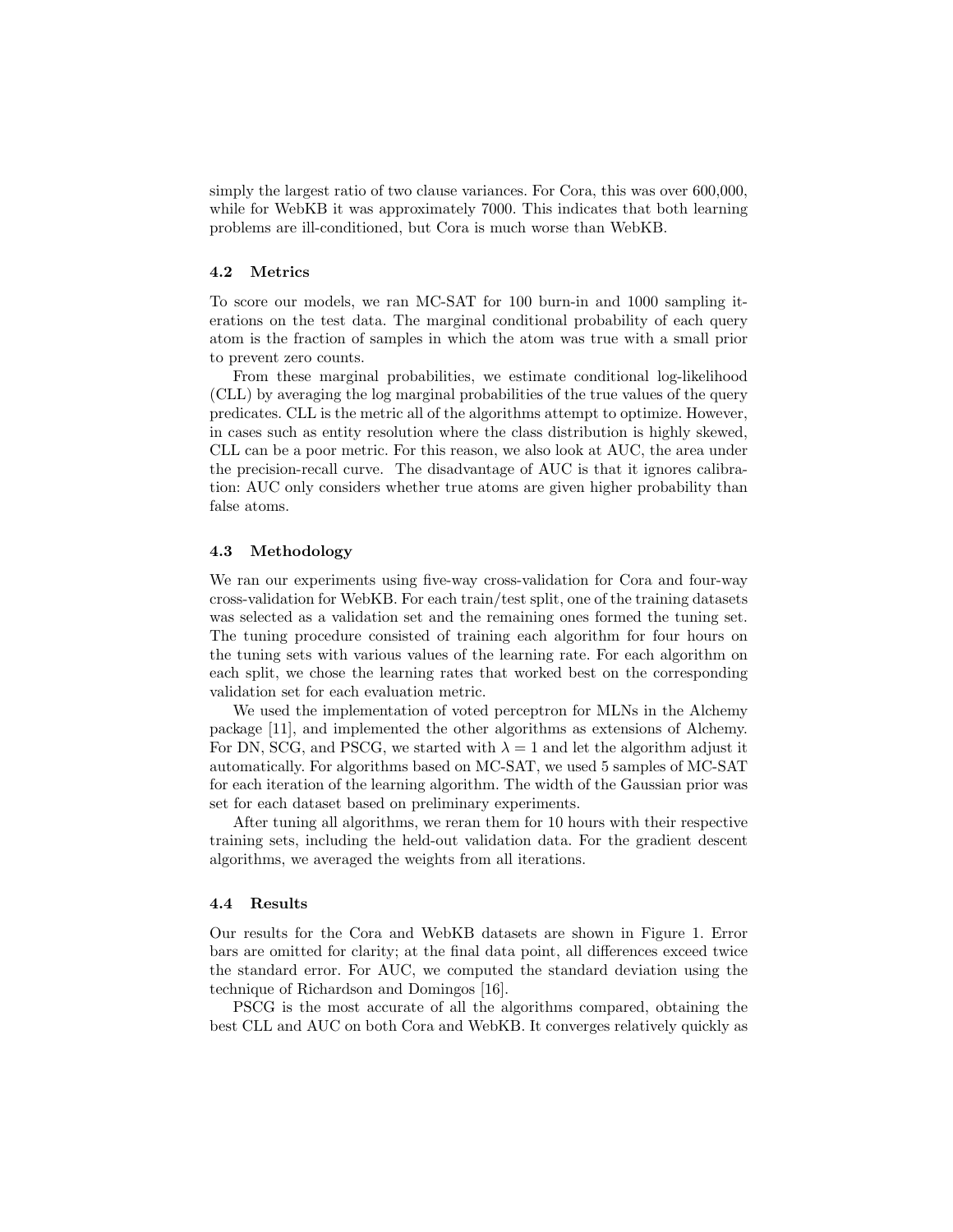simply the largest ratio of two clause variances. For Cora, this was over 600,000, while for WebKB it was approximately 7000. This indicates that both learning problems are ill-conditioned, but Cora is much worse than WebKB.

### 4.2 Metrics

To score our models, we ran MC-SAT for 100 burn-in and 1000 sampling iterations on the test data. The marginal conditional probability of each query atom is the fraction of samples in which the atom was true with a small prior to prevent zero counts.

From these marginal probabilities, we estimate conditional log-likelihood (CLL) by averaging the log marginal probabilities of the true values of the query predicates. CLL is the metric all of the algorithms attempt to optimize. However, in cases such as entity resolution where the class distribution is highly skewed, CLL can be a poor metric. For this reason, we also look at AUC, the area under the precision-recall curve. The disadvantage of AUC is that it ignores calibration: AUC only considers whether true atoms are given higher probability than false atoms.

### 4.3 Methodology

We ran our experiments using five-way cross-validation for Cora and four-way cross-validation for WebKB. For each train/test split, one of the training datasets was selected as a validation set and the remaining ones formed the tuning set. The tuning procedure consisted of training each algorithm for four hours on the tuning sets with various values of the learning rate. For each algorithm on each split, we chose the learning rates that worked best on the corresponding validation set for each evaluation metric.

We used the implementation of voted perceptron for MLNs in the Alchemy package [11], and implemented the other algorithms as extensions of Alchemy. For DN, SCG, and PSCG, we started with $\lambda = 1$ and let the algorithm adjust it automatically. For algorithms based on MC-SAT, we used 5 samples of MC-SAT for each iteration of the learning algorithm. The width of the Gaussian prior was set for each dataset based on preliminary experiments.

After tuning all algorithms, we reran them for 10 hours with their respective training sets, including the held-out validation data. For the gradient descent algorithms, we averaged the weights from all iterations.

### 4.4 Results

Our results for the Cora and WebKB datasets are shown in Figure 1. Error bars are omitted for clarity; at the final data point, all differences exceed twice the standard error. For AUC, we computed the standard deviation using the technique of Richardson and Domingos [16].

PSCG is the most accurate of all the algorithms compared, obtaining the best CLL and AUC on both Cora and WebKB. It converges relatively quickly as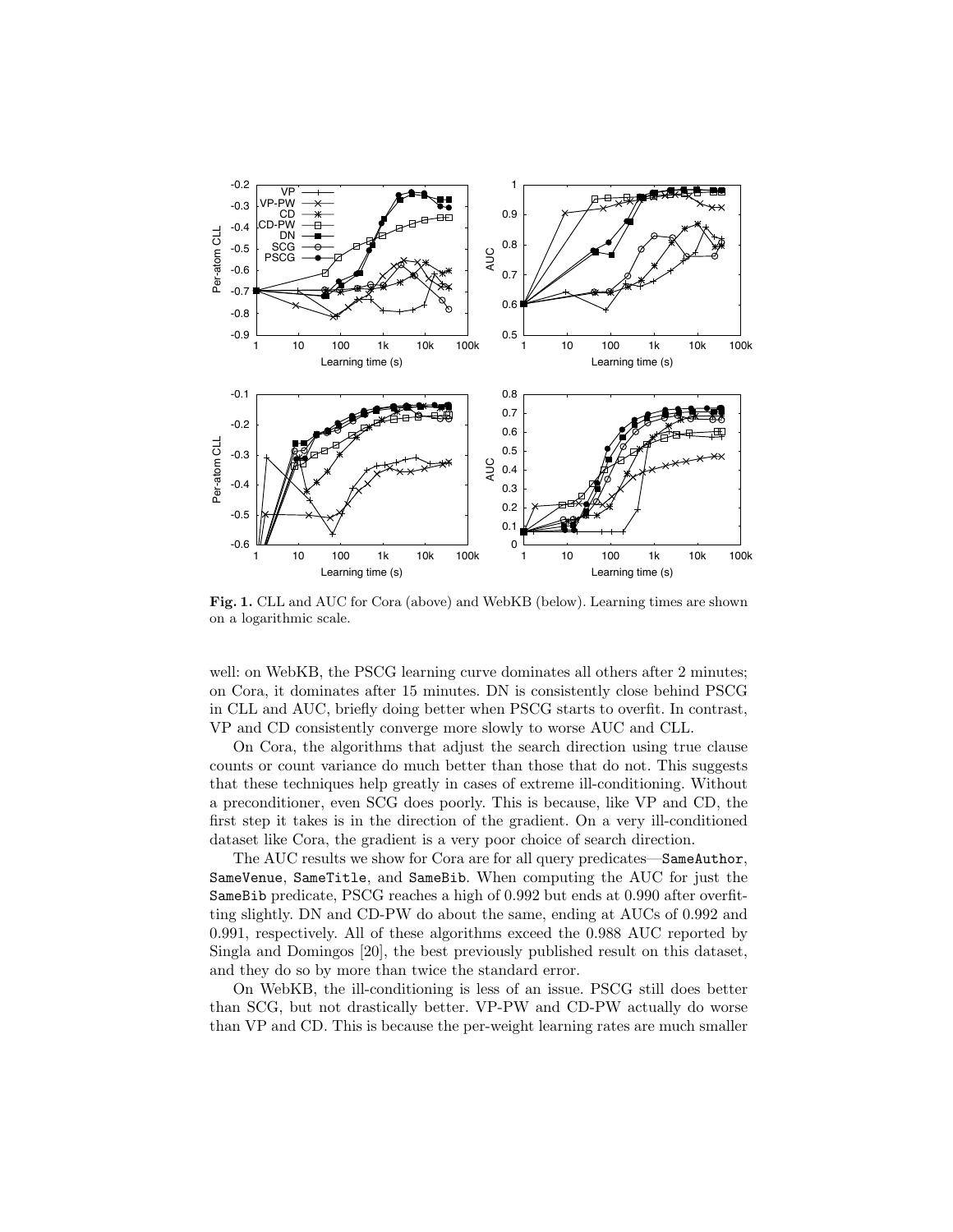**Fig. 1.** CLL and AUC for Cora (above) and WebKB (below). Learning times are shown on a logarithmic scale.

well: on WebKB, the PSCG learning curve dominates all others after 2 minutes; on Cora, it dominates after 15 minutes. DN is consistently close behind PSCG in CLL and AUC, briefly doing better when PSCG starts to overfit. In contrast, VP and CD consistently converge more slowly to worse AUC and CLL.

On Cora, the algorithms that adjust the search direction using true clause counts or count variance do much better than those that do not. This suggests that these techniques help greatly in cases of extreme ill-conditioning. Without a preconditioner, even SCG does poorly. This is because, like VP and CD, the first step it takes is in the direction of the gradient. On a very ill-conditioned dataset like Cora, the gradient is a very poor choice of search direction.

The AUC results we show for Cora are for all query predicates—SameAuthor, SameVenue, SameTitle, and SameBib. When computing the AUC for just the SameBib predicate, PSCG reaches a high of 0.992 but ends at 0.990 after overfitting slightly. DN and CD-PW do about the same, ending at AUCs of 0.992 and 0.991, respectively. All of these algorithms exceed the 0.988 AUC reported by Singla and Domingos [20], the best previously published result on this dataset, and they do so by more than twice the standard error.

On WebKB, the ill-conditioning is less of an issue. PSCG still does better than SCG, but not drastically better. VP-PW and CD-PW actually do worse than VP and CD. This is because the per-weight learning rates are much smaller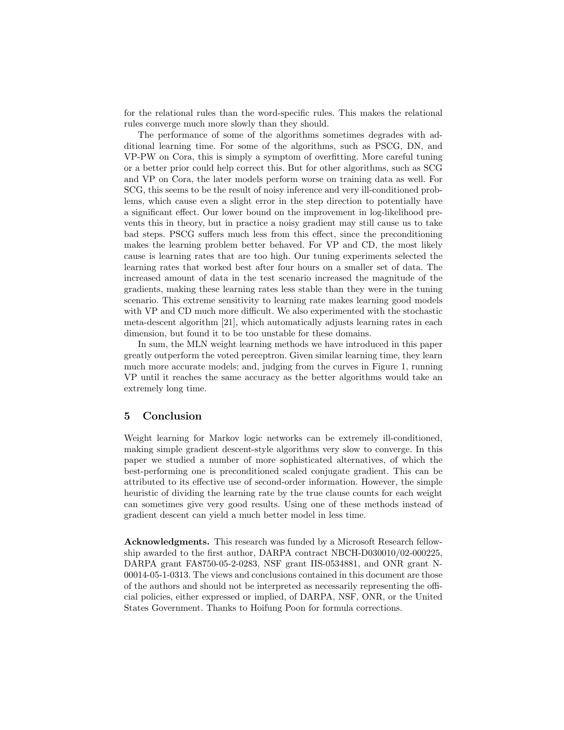for the relational rules than the word-specific rules. This makes the relational rules converge much more slowly than they should.

The performance of some of the algorithms sometimes degrades with additional learning time. For some of the algorithms, such as PSCG, DN, and VP-PW on Cora, this is simply a symptom of overfitting. More careful tuning or a better prior could help correct this. But for other algorithms, such as SCG and VP on Cora, the later models perform worse on training data as well. For SCG, this seems to be the result of noisy inference and very ill-conditioned problems, which cause even a slight error in the step direction to potentially have a significant effect. Our lower bound on the improvement in log-likelihood prevents this in theory, but in practice a noisy gradient may still cause us to take bad steps. PSCG suffers much less from this effect, since the preconditioning makes the learning problem better behaved. For VP and CD, the most likely cause is learning rates that are too high. Our tuning experiments selected the learning rates that worked best after four hours on a smaller set of data. The increased amount of data in the test scenario increased the magnitude of the gradients, making these learning rates less stable than they were in the tuning scenario. This extreme sensitivity to learning rate makes learning good models with VP and CD much more difficult. We also experimented with the stochastic meta-descent algorithm [21], which automatically adjusts learning rates in each dimension, but found it to be too unstable for these domains.

In sum, the MLN weight learning methods we have introduced in this paper greatly outperform the voted perceptron. Given similar learning time, they learn much more accurate models; and, judging from the curves in Figure 1, running VP until it reaches the same accuracy as the better algorithms would take an extremely long time.

## 5 Conclusion

Weight learning for Markov logic networks can be extremely ill-conditioned, making simple gradient descent-style algorithms very slow to converge. In this paper we studied a number of more sophisticated alternatives, of which the best-performing one is preconditioned scaled conjugate gradient. This can be attributed to its effective use of second-order information. However, the simple heuristic of dividing the learning rate by the true clause counts for each weight can sometimes give very good results. Using one of these methods instead of gradient descent can yield a much better model in less time.

**Acknowledgments.** This research was funded by a Microsoft Research fellowship awarded to the first author, DARPA contract NBCH-D030010/02-000225, DARPA grant FA8750-05-2-0283, NSF grant IIS-0534881, and ONR grant N-00014-05-1-0313. The views and conclusions contained in this document are those of the authors and should not be interpreted as necessarily representing the official policies, either expressed or implied, of DARPA, NSF, ONR, or the United States Government. Thanks to Hoifung Poon for formula corrections.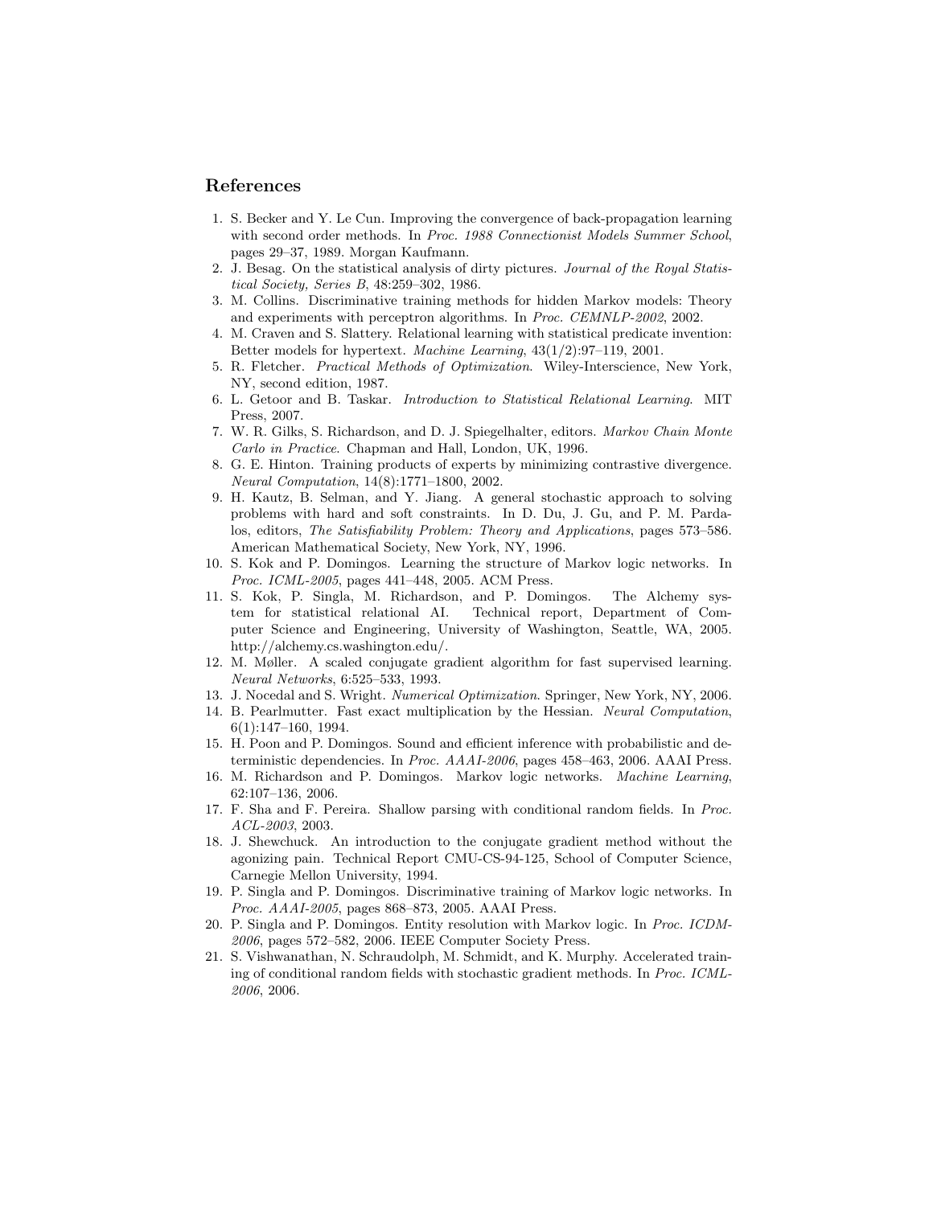## References

1. S. Becker and Y. Le Cun. Improving the convergence of back-propagation learning with second order methods. In *Proc. 1988 Connectionist Models Summer School*, pages 29–37, 1989. Morgan Kaufmann.
2. J. Besag. On the statistical analysis of dirty pictures. *Journal of the Royal Statistical Society, Series B*, 48:259–302, 1986.
3. M. Collins. Discriminative training methods for hidden Markov models: Theory and experiments with perceptron algorithms. In *Proc. CEMNLP-2002*, 2002.
4. M. Craven and S. Slattery. Relational learning with statistical predicate invention: Better models for hypertext. *Machine Learning*, 43(1/2):97–119, 2001.
5. R. Fletcher. *Practical Methods of Optimization*. Wiley-Interscience, New York, NY, second edition, 1987.
6. L. Getoor and B. Taskar. *Introduction to Statistical Relational Learning*. MIT Press, 2007.
7. W. R. Gilks, S. Richardson, and D. J. Spiegelhalter, editors. *Markov Chain Monte Carlo in Practice*. Chapman and Hall, London, UK, 1996.
8. G. E. Hinton. Training products of experts by minimizing contrastive divergence. *Neural Computation*, 14(8):1771–1800, 2002.
9. H. Kautz, B. Selman, and Y. Jiang. A general stochastic approach to solving problems with hard and soft constraints. In D. Du, J. Gu, and P. M. Pardalos, editors, *The Satisfiability Problem: Theory and Applications*, pages 573–586. American Mathematical Society, New York, NY, 1996.
10. S. Kok and P. Domingos. Learning the structure of Markov logic networks. In *Proc. ICML-2005*, pages 441–448, 2005. ACM Press.
11. S. Kok, P. Singla, M. Richardson, and P. Domingos. The Alchemy system for statistical relational AI. Technical report, Department of Computer Science and Engineering, University of Washington, Seattle, WA, 2005. http://alchemy.cs.washington.edu/.
12. M. Møller. A scaled conjugate gradient algorithm for fast supervised learning. *Neural Networks*, 6:525–533, 1993.
13. J. Nocedal and S. Wright. *Numerical Optimization*. Springer, New York, NY, 2006.
14. B. Pearlmutter. Fast exact multiplication by the Hessian. *Neural Computation*, 6(1):147–160, 1994.
15. H. Poon and P. Domingos. Sound and efficient inference with probabilistic and deterministic dependencies. In *Proc. AAAI-2006*, pages 458–463, 2006. AAAI Press.
16. M. Richardson and P. Domingos. Markov logic networks. *Machine Learning*, 62:107–136, 2006.
17. F. Sha and F. Pereira. Shallow parsing with conditional random fields. In *Proc. ACL-2003*, 2003.
18. J. Shewchuck. An introduction to the conjugate gradient method without the agonizing pain. Technical Report CMU-CS-94-125, School of Computer Science, Carnegie Mellon University, 1994.
19. P. Singla and P. Domingos. Discriminative training of Markov logic networks. In *Proc. AAAI-2005*, pages 868–873, 2005. AAAI Press.
20. P. Singla and P. Domingos. Entity resolution with Markov logic. In *Proc. ICDM-2006*, pages 572–582, 2006. IEEE Computer Society Press.
21. S. Vishwanathan, N. Schraudolph, M. Schmidt, and K. Murphy. Accelerated training of conditional random fields with stochastic gradient methods. In *Proc. ICML-2006*, 2006.